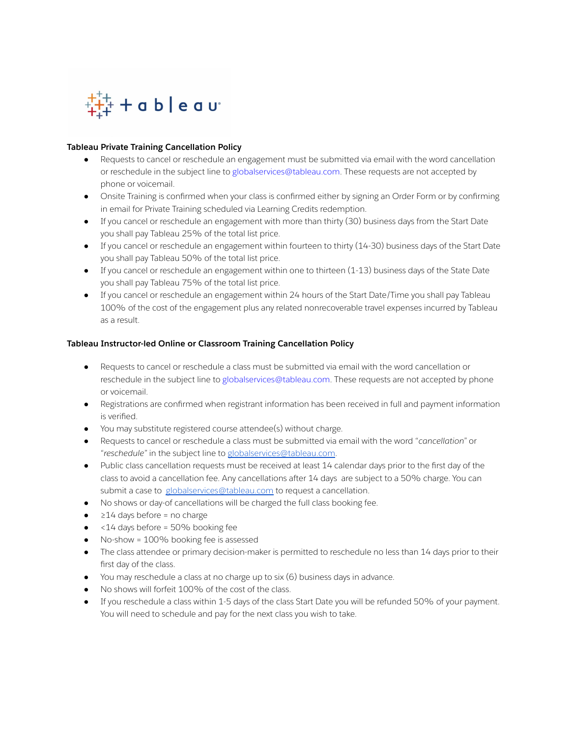**Tableau Private Training Cancellation Policy**

- Requests to cancel or reschedule an engagement must be submitted via email with the word cancellation or reschedule in the subject line to globalservices@tableau.com. These requests are not accepted by phone or voicemail.
- Onsite Training is confirmed when your class is confirmed either by signing an Order Form or by confirming in email for Private Training scheduled via Learning Credits redemption.
- If you cancel or reschedule an engagement with more than thirty (30) business days from the Start Date you shall pay Tableau 25% of the total list price.
- If you cancel or reschedule an engagement within fourteen to thirty (14-30) business days of the Start Date you shall pay Tableau 50% of the total list price.
- If you cancel or reschedule an engagement within one to thirteen (1-13) business days of the State Date you shall pay Tableau 75% of the total list price.
- If you cancel or reschedule an engagement within 24 hours of the Start Date/Time you shall pay Tableau 100% of the cost of the engagement plus any related nonrecoverable travel expenses incurred by Tableau as a result.

**Tableau Instructor-led Online or Classroom Training Cancellation Policy**

- Requests to cancel or reschedule a class must be submitted via email with the word cancellation or reschedule in the subject line to globalservices@tableau.com. These requests are not accepted by phone or voicemail.
- Registrations are confirmed when registrant information has been received in full and payment information is verified.
- You may substitute registered course attendee(s) without charge.
- Requests to cancel or reschedule a class must be submitted via email with the word "*cancellation*" or "*reschedule*" in the subject line to globalservices@tableau.com.
- Public class cancellation requests must be received at least 14 calendar days prior to the first day of the class to avoid a cancellation fee. Any cancellations after 14 days are subject to a 50% charge. You can submit a case to globalservices@tableau.com to request a cancellation.
- No shows or day-of cancellations will be charged the full class booking fee.
- ≥14 days before = no charge
- <14 days before = 50% booking fee
- No-show = 100% booking fee is assessed
- The class attendee or primary decision-maker is permitted to reschedule no less than 14 days prior to their first day of the class.
- You may reschedule a class at no charge up to six (6) business days in advance.
- No shows will forfeit 100% of the cost of the class.
- If you reschedule a class within 1-5 days of the class Start Date you will be refunded 50% of your payment. You will need to schedule and pay for the next class you wish to take.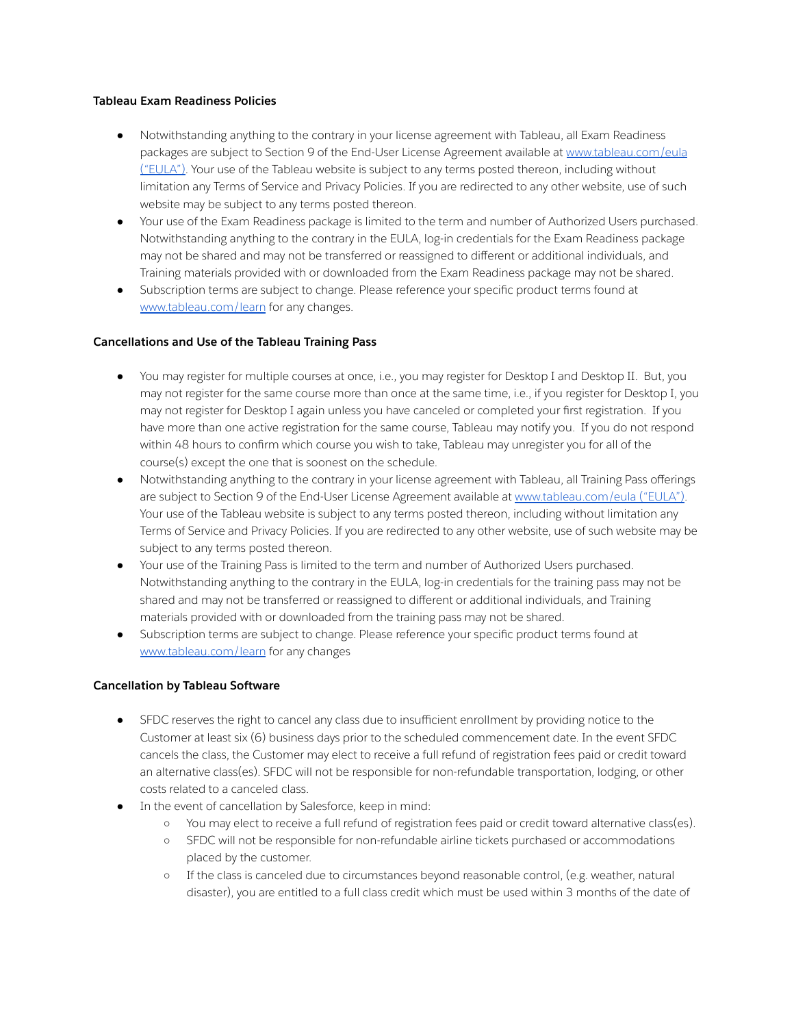**Tableau Exam Readiness Policies**

- Notwithstanding anything to the contrary in your license agreement with Tableau, all Exam Readiness packages are subject to Section 9 of the End-User License Agreement available at [www.tableau.com/eula ("EULA")](www.tableau.com/eula). Your use of the Tableau website is subject to any terms posted thereon, including without limitation any Terms of Service and Privacy Policies. If you are redirected to any other website, use of such website may be subject to any terms posted thereon.
- Your use of the Exam Readiness package is limited to the term and number of Authorized Users purchased. Notwithstanding anything to the contrary in the EULA, log-in credentials for the Exam Readiness package may not be shared and may not be transferred or reassigned to different or additional individuals, and Training materials provided with or downloaded from the Exam Readiness package may not be shared.
- Subscription terms are subject to change. Please reference your specific product terms found at [www.tableau.com/learn](www.tableau.com/learn) for any changes.

**Cancellations and Use of the Tableau Training Pass**

- You may register for multiple courses at once, i.e., you may register for Desktop I and Desktop II. But, you may not register for the same course more than once at the same time, i.e., if you register for Desktop I, you may not register for Desktop I again unless you have canceled or completed your first registration. If you have more than one active registration for the same course, Tableau may notify you. If you do not respond within 48 hours to confirm which course you wish to take, Tableau may unregister you for all of the course(s) except the one that is soonest on the schedule.
- Notwithstanding anything to the contrary in your license agreement with Tableau, all Training Pass offerings are subject to Section 9 of the End-User License Agreement available at [www.tableau.com/eula ("EULA")](www.tableau.com/eula). Your use of the Tableau website is subject to any terms posted thereon, including without limitation any Terms of Service and Privacy Policies. If you are redirected to any other website, use of such website may be subject to any terms posted thereon.
- Your use of the Training Pass is limited to the term and number of Authorized Users purchased. Notwithstanding anything to the contrary in the EULA, log-in credentials for the training pass may not be shared and may not be transferred or reassigned to different or additional individuals, and Training materials provided with or downloaded from the training pass may not be shared.
- Subscription terms are subject to change. Please reference your specific product terms found at [www.tableau.com/learn](www.tableau.com/learn) for any changes

**Cancellation by Tableau Software**

- SFDC reserves the right to cancel any class due to insufficient enrollment by providing notice to the Customer at least six (6) business days prior to the scheduled commencement date. In the event SFDC cancels the class, the Customer may elect to receive a full refund of registration fees paid or credit toward an alternative class(es). SFDC will not be responsible for non-refundable transportation, lodging, or other costs related to a canceled class.
- In the event of cancellation by Salesforce, keep in mind:
  - You may elect to receive a full refund of registration fees paid or credit toward alternative class(es).
  - SFDC will not be responsible for non-refundable airline tickets purchased or accommodations placed by the customer.
  - If the class is canceled due to circumstances beyond reasonable control, (e.g. weather, natural disaster), you are entitled to a full class credit which must be used within 3 months of the date of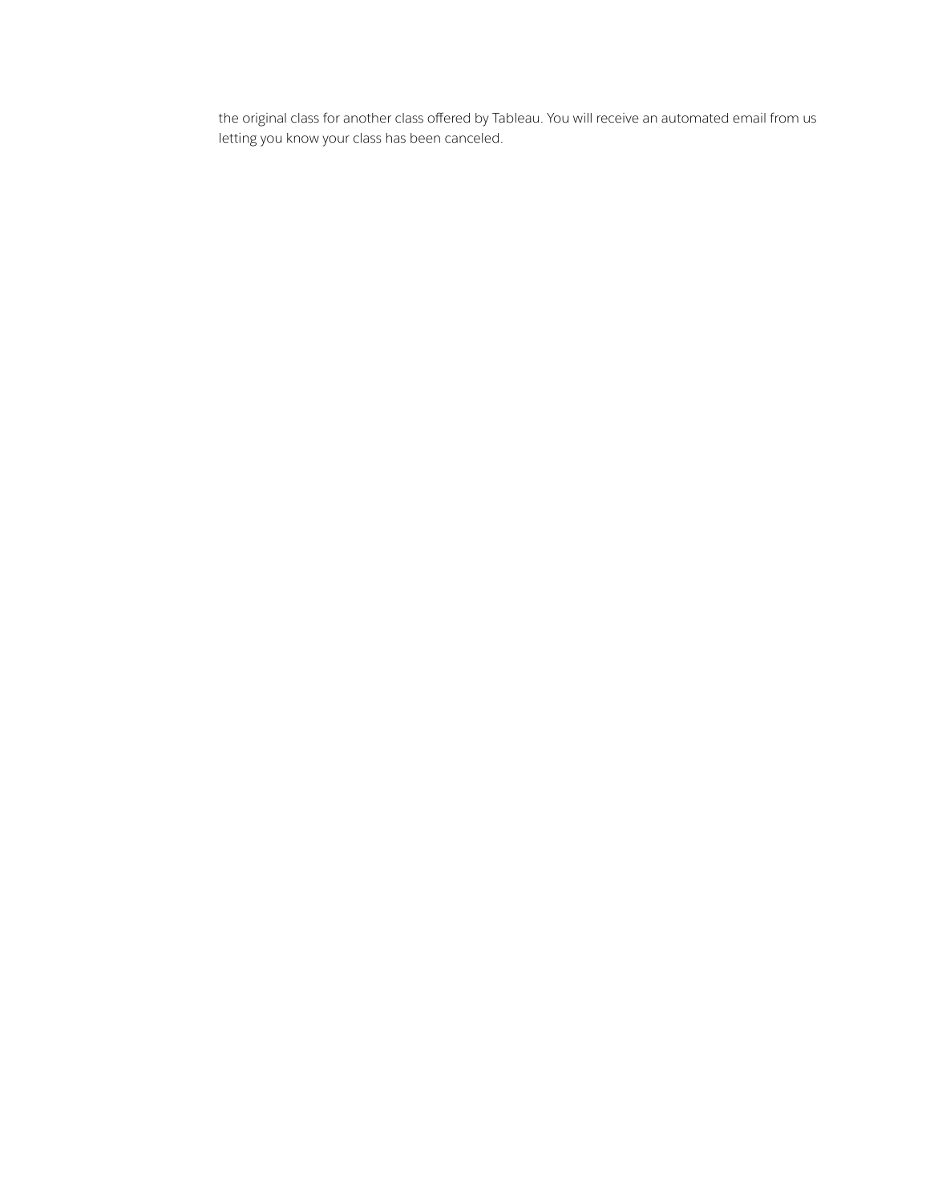the original class for another class offered by Tableau. You will receive an automated email from us letting you know your class has been canceled.